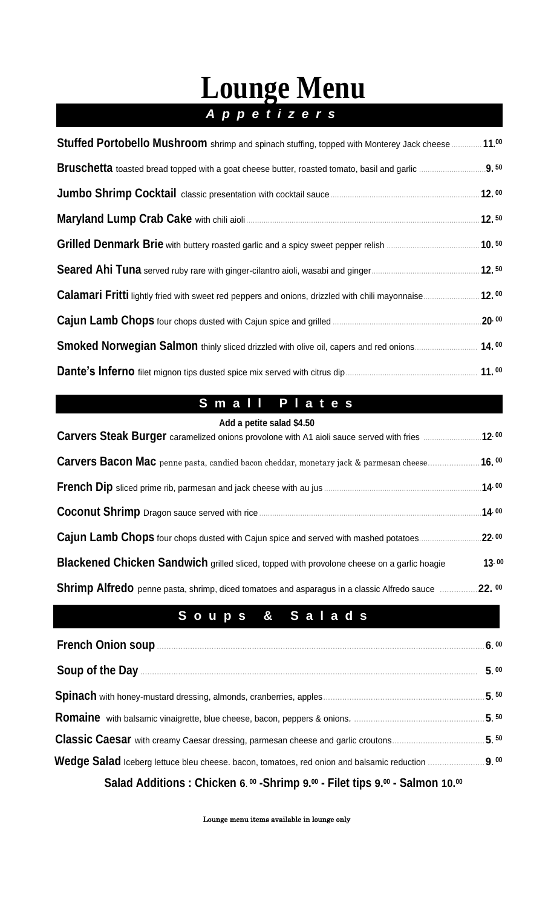# Lounge Menu

## *Appetizers*

**Stuffed Portobello Mushroom** shrimp and spinach stuffing, topped with Monterey Jack cheese ............ 11.00

**Bruschetta** toasted bread topped with a goat cheese butter, roasted tomato, basil and garlic ............ 9.50

**Jumbo Shrimp Cocktail** classic presentation with cocktail sauce ............ 12.00

**Maryland Lump Crab Cake** with chili aioli ............ 12.50

**Grilled Denmark Brie** with buttery roasted garlic and a spicy sweet pepper relish ............ 10.50

**Seared Ahi Tuna** served ruby rare with ginger-cilantro aioli, wasabi and ginger ............ 12.50

**Calamari Fritti** lightly fried with sweet red peppers and onions, drizzled with chili mayonnaise ............ 12.00

**Cajun Lamb Chops** four chops dusted with Cajun spice and grilled ............ 20.00

**Smoked Norwegian Salmon** thinly sliced drizzled with olive oil, capers and red onions ............ 14.00

**Dante's Inferno** filet mignon tips dusted spice mix served with citrus dip ............ 11.00

## Small Plates

**Add a petite salad $4.50**

**Carvers Steak Burger** caramelized onions provolone with A1 aioli sauce served with fries ............ 12.00

**Carvers Bacon Mac** penne pasta, candied bacon cheddar, monetary jack & parmesan cheese ............ 16.00

**French Dip** sliced prime rib, parmesan and jack cheese with au jus ............ 14.00

**Coconut Shrimp** Dragon sauce served with rice ............ 14.00

**Cajun Lamb Chops** four chops dusted with Cajun spice and served with mashed potatoes ............ 22.00

**Blackened Chicken Sandwich** grilled sliced, topped with provolone cheese on a garlic hoagie 13.00

**Shrimp Alfredo** penne pasta, shrimp, diced tomatoes and asparagus in a classic Alfredo sauce ............ 22.00

## Soups & Salads

**French Onion soup** ............ 6.00

**Soup of the Day** ............ 5.00

**Spinach** with honey-mustard dressing, almonds, cranberries, apples ............ 5.50

**Romaine** with balsamic vinaigrette, blue cheese, bacon, peppers & onions. ............ 5.50

**Classic Caesar** with creamy Caesar dressing, parmesan cheese and garlic croutons ............ 5.50

**Wedge Salad** Iceberg lettuce bleu cheese. bacon, tomatoes, red onion and balsamic reduction ............ 9.00

**Salad Additions : Chicken 6.00 -Shrimp 9.00 - Filet tips 9.00 - Salmon 10.00**

Lounge menu items available in lounge only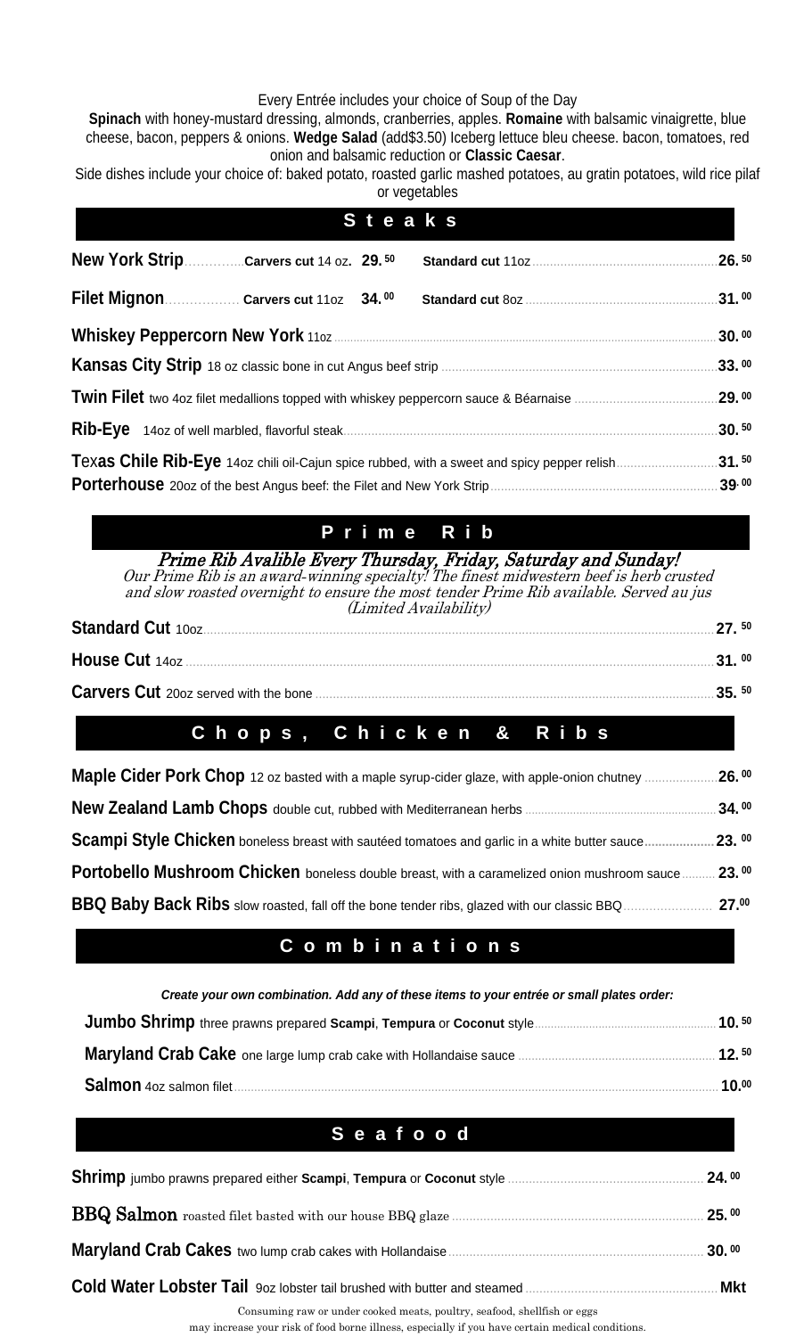Every Entrée includes your choice of Soup of the Day

**Spinach** with honey-mustard dressing, almonds, cranberries, apples. **Romaine** with balsamic vinaigrette, blue cheese, bacon, peppers & onions. **Wedge Salad** (add$3.50) Iceberg lettuce bleu cheese. bacon, tomatoes, red onion and balsamic reduction or **Classic Caesar**.

Side dishes include your choice of: baked potato, roasted garlic mashed potatoes, au gratin potatoes, wild rice pilaf or vegetables

## Steaks

**New York Strip** ............ **Carvers cut** 14 oz. **29.50** **Standard cut** 11oz ............ **26.50**

**Filet Mignon** ............ **Carvers cut** 11oz **34.00** **Standard cut** 8oz ............ **31.00**

**Whiskey Peppercorn New York** 11oz ............ **30.00**

**Kansas City Strip** 18 oz classic bone in cut Angus beef strip ............ **33.00**

**Twin Filet** two 4oz filet medallions topped with whiskey peppercorn sauce & Béarnaise ............ **29.00**

**Rib-Eye** 14oz of well marbled, flavorful steak ............ **30.50**

**Texas Chile Rib-Eye** 14oz chili oil-Cajun spice rubbed, with a sweet and spicy pepper relish ............ **31.50**

**Porterhouse** 20oz of the best Angus beef: the Filet and New York Strip ............ **39.00**

## Prime Rib

***Prime Rib Avalible Every Thursday, Friday, Saturday and Sunday!***

*Our Prime Rib is an award-winning specialty! The finest midwestern beef is herb crusted and slow roasted overnight to ensure the most tender Prime Rib available. Served au jus (Limited Availability)*

**Standard Cut** 10oz ............ **27.50**

**House Cut** 14oz ............ **31.00**

**Carvers Cut** 20oz served with the bone ............ **35.50**

## Chops, Chicken & Ribs

**Maple Cider Pork Chop** 12 oz basted with a maple syrup-cider glaze, with apple-onion chutney ............ **26.00**

**New Zealand Lamb Chops** double cut, rubbed with Mediterranean herbs ............ **34.00**

**Scampi Style Chicken** boneless breast with sautéed tomatoes and garlic in a white butter sauce ............ **23.00**

**Portobello Mushroom Chicken** boneless double breast, with a caramelized onion mushroom sauce ............ **23.00**

**BBQ Baby Back Ribs** slow roasted, fall off the bone tender ribs, glazed with our classic BBQ ............ **27.00**

## Combinations

***Create your own combination. Add any of these items to your entrée or small plates order:***

**Jumbo Shrimp** three prawns prepared **Scampi**, **Tempura** or **Coconut** style ............ **10.50**

**Maryland Crab Cake** one large lump crab cake with Hollandaise sauce ............ **12.50**

**Salmon** 4oz salmon filet ............ **10.00**

## Seafood

**Shrimp** jumbo prawns prepared either **Scampi**, **Tempura** or **Coconut** style ............ **24.00**

**BBQ Salmon** roasted filet basted with our house BBQ glaze ............ **25.00**

**Maryland Crab Cakes** two lump crab cakes with Hollandaise ............ **30.00**

**Cold Water Lobster Tail** 9oz lobster tail brushed with butter and steamed ............ **Mkt**

Consuming raw or under cooked meats, poultry, seafood, shellfish or eggs may increase your risk of food borne illness, especially if you have certain medical conditions.